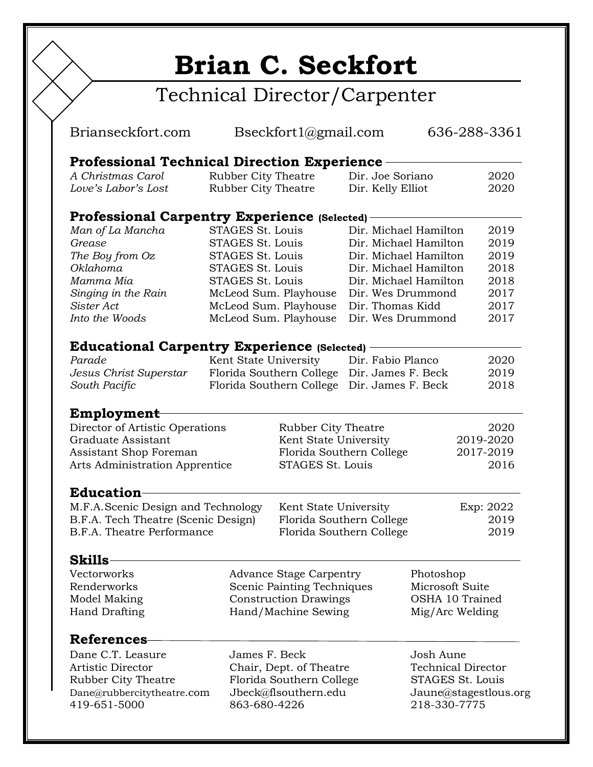# Brian C. Seckfort

## Technical Director/Carpenter

Brianseckfort.com    Bseckfort1@gmail.com    636-288-3361

## Professional Technical Direction Experience

| | | | |
|---|---|---|---|
| *A Christmas Carol* | Rubber City Theatre | Dir. Joe Soriano | 2020 |
| *Love's Labor's Lost* | Rubber City Theatre | Dir. Kelly Elliot | 2020 |

## Professional Carpentry Experience (Selected)

| | | | |
|---|---|---|---|
| *Man of La Mancha* | STAGES St. Louis | Dir. Michael Hamilton | 2019 |
| *Grease* | STAGES St. Louis | Dir. Michael Hamilton | 2019 |
| *The Boy from Oz* | STAGES St. Louis | Dir. Michael Hamilton | 2019 |
| *Oklahoma* | STAGES St. Louis | Dir. Michael Hamilton | 2018 |
| *Mamma Mia* | STAGES St. Louis | Dir. Michael Hamilton | 2018 |
| *Singing in the Rain* | McLeod Sum. Playhouse | Dir. Wes Drummond | 2017 |
| *Sister Act* | McLeod Sum. Playhouse | Dir. Thomas Kidd | 2017 |
| *Into the Woods* | McLeod Sum. Playhouse | Dir. Wes Drummond | 2017 |

## Educational Carpentry Experience (Selected)

| | | | |
|---|---|---|---|
| *Parade* | Kent State University | Dir. Fabio Planco | 2020 |
| *Jesus Christ Superstar* | Florida Southern College | Dir. James F. Beck | 2019 |
| *South Pacific* | Florida Southern College | Dir. James F. Beck | 2018 |

## Employment

| | | |
|---|---|---|
| Director of Artistic Operations | Rubber City Theatre | 2020 |
| Graduate Assistant | Kent State University | 2019-2020 |
| Assistant Shop Foreman | Florida Southern College | 2017-2019 |
| Arts Administration Apprentice | STAGES St. Louis | 2016 |

## Education

| | | |
|---|---|---|
| M.F.A. Scenic Design and Technology | Kent State University | Exp: 2022 |
| B.F.A. Tech Theatre (Scenic Design) | Florida Southern College | 2019 |
| B.F.A. Theatre Performance | Florida Southern College | 2019 |

## Skills

| | | |
|---|---|---|
| Vectorworks | Advance Stage Carpentry | Photoshop |
| Renderworks | Scenic Painting Techniques | Microsoft Suite |
| Model Making | Construction Drawings | OSHA 10 Trained |
| Hand Drafting | Hand/Machine Sewing | Mig/Arc Welding |

## References

| | | |
|---|---|---|
| Dane C.T. Leasure | James F. Beck | Josh Aune |
| Artistic Director | Chair, Dept. of Theatre | Technical Director |
| Rubber City Theatre | Florida Southern College | STAGES St. Louis |
| Dane@rubbercitytheatre.com | Jbeck@flsouthern.edu | Jaune@stagestlous.org |
| 419-651-5000 | 863-680-4226 | 218-330-7775 |